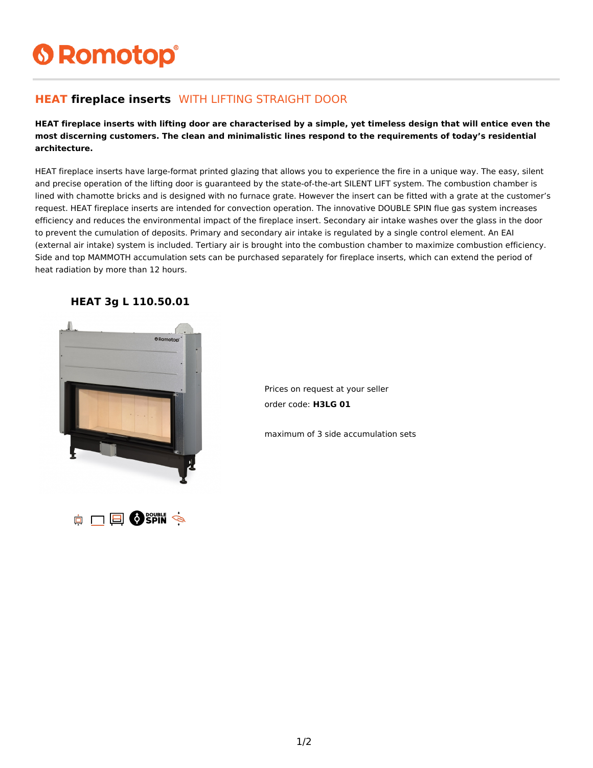# Romotop

## HEAT fireplace inserts WITH LIFTING STRAIGHT DOOR

**HEAT fireplace inserts with lifting door are characterised by a simple, yet timeless design that will entice even the most discerning customers. The clean and minimalistic lines respond to the requirements of today's residential architecture.**

HEAT fireplace inserts have large-format printed glazing that allows you to experience the fire in a unique way. The easy, silent and precise operation of the lifting door is guaranteed by the state-of-the-art SILENT LIFT system. The combustion chamber is lined with chamotte bricks and is designed with no furnace grate. However the insert can be fitted with a grate at the customer's request. HEAT fireplace inserts are intended for convection operation. The innovative DOUBLE SPIN flue gas system increases efficiency and reduces the environmental impact of the fireplace insert. Secondary air intake washes over the glass in the door to prevent the cumulation of deposits. Primary and secondary air intake is regulated by a single control element. An EAI (external air intake) system is included. Tertiary air is brought into the combustion chamber to maximize combustion efficiency. Side and top MAMMOTH accumulation sets can be purchased separately for fireplace inserts, which can extend the period of heat radiation by more than 12 hours.

### HEAT 3g L 110.50.01

Prices on request at your seller

order code: **H3LG 01**

maximum of 3 side accumulation sets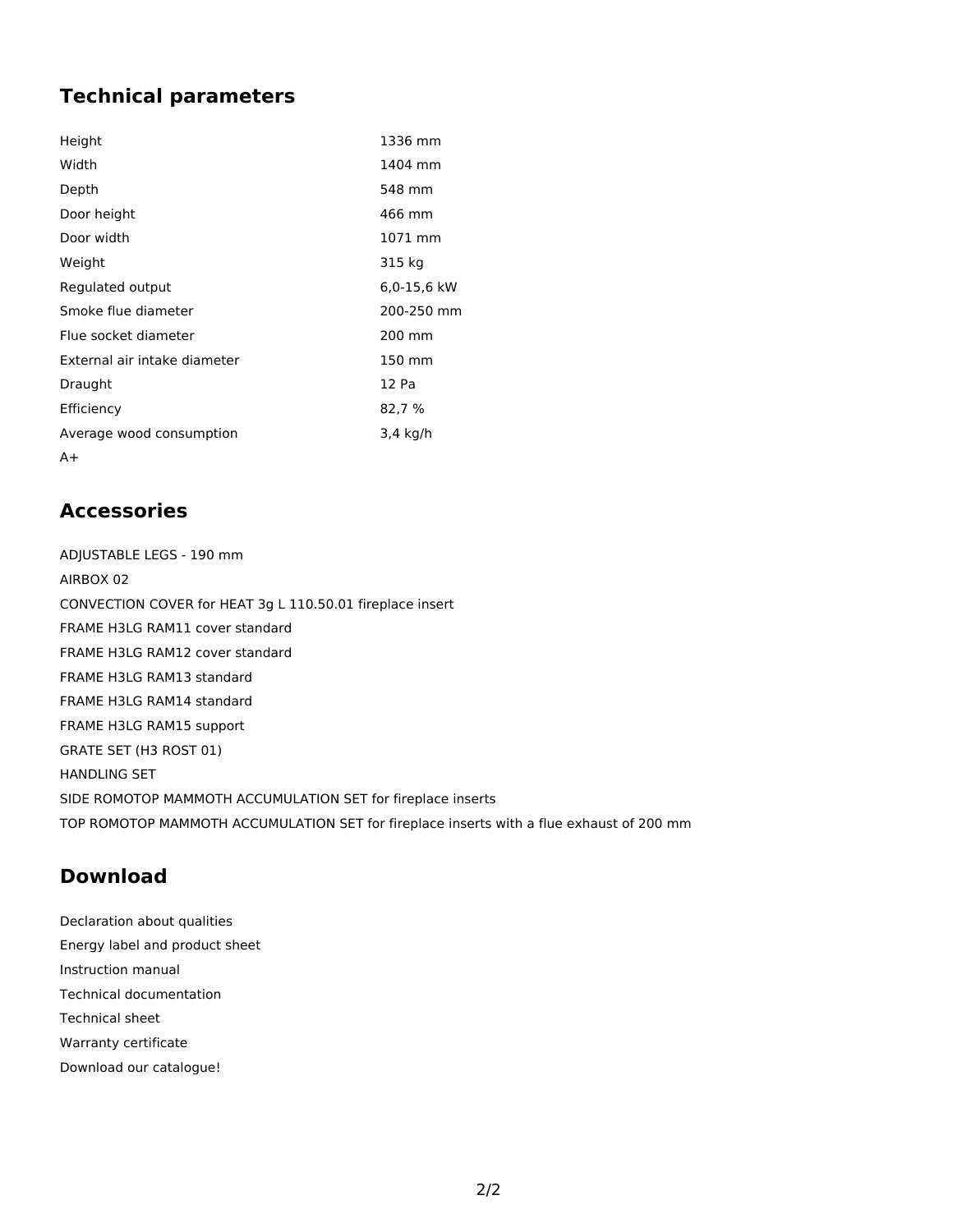## Technical parameters

| | |
|---|---|
| Height | 1336 mm |
| Width | 1404 mm |
| Depth | 548 mm |
| Door height | 466 mm |
| Door width | 1071 mm |
| Weight | 315 kg |
| Regulated output | 6,0-15,6 kW |
| Smoke flue diameter | 200-250 mm |
| Flue socket diameter | 200 mm |
| External air intake diameter | 150 mm |
| Draught | 12 Pa |
| Efficiency | 82,7 % |
| Average wood consumption | 3,4 kg/h |
| A+ | |

## Accessories

ADJUSTABLE LEGS - 190 mm

AIRBOX 02

CONVECTION COVER for HEAT 3g L 110.50.01 fireplace insert

FRAME H3LG RAM11 cover standard

FRAME H3LG RAM12 cover standard

FRAME H3LG RAM13 standard

FRAME H3LG RAM14 standard

FRAME H3LG RAM15 support

GRATE SET (H3 ROST 01)

HANDLING SET

SIDE ROMOTOP MAMMOTH ACCUMULATION SET for fireplace inserts

TOP ROMOTOP MAMMOTH ACCUMULATION SET for fireplace inserts with a flue exhaust of 200 mm

## Download

Declaration about qualities

Energy label and product sheet

Instruction manual

Technical documentation

Technical sheet

Warranty certificate

Download our catalogue!